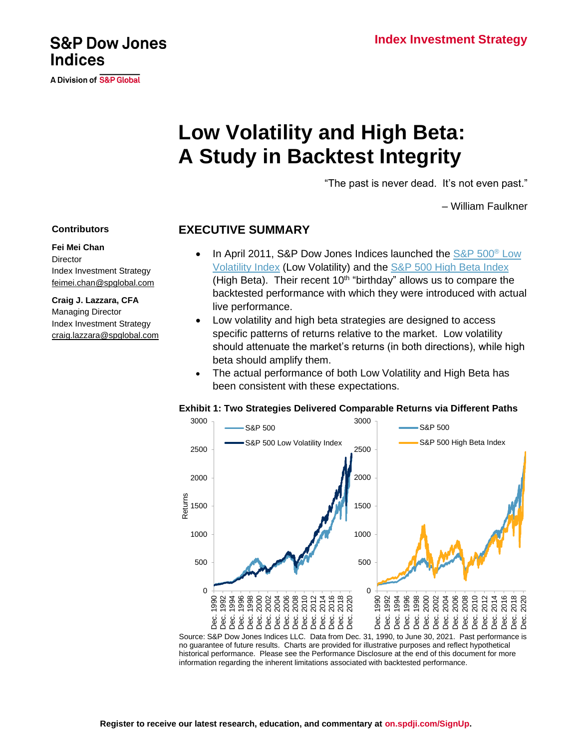# Low Volatility and High Beta: A Study in Backtest Integrity

"The past is never dead. It's not even past."

– William Faulkner

**Contributors**

**Fei Mei Chan**
Director
Index Investment Strategy
feimei.chan@spglobal.com

**Craig J. Lazzara, CFA**
Managing Director
Index Investment Strategy
craig.lazzara@spglobal.com

## EXECUTIVE SUMMARY

- In April 2011, S&P Dow Jones Indices launched the S&P 500® Low Volatility Index (Low Volatility) and the S&P 500 High Beta Index (High Beta). Their recent 10th "birthday" allows us to compare the backtested performance with which they were introduced with actual live performance.
- Low volatility and high beta strategies are designed to access specific patterns of returns relative to the market. Low volatility should attenuate the market's returns (in both directions), while high beta should amplify them.
- The actual performance of both Low Volatility and High Beta has been consistent with these expectations.

**Exhibit 1: Two Strategies Delivered Comparable Returns via Different Paths**

Source: S&P Dow Jones Indices LLC. Data from Dec. 31, 1990, to June 30, 2021. Past performance is no guarantee of future results. Charts are provided for illustrative purposes and reflect hypothetical historical performance. Please see the Performance Disclosure at the end of this document for more information regarding the inherent limitations associated with backtested performance.

**Register to receive our latest research, education, and commentary at on.spdji.com/SignUp.**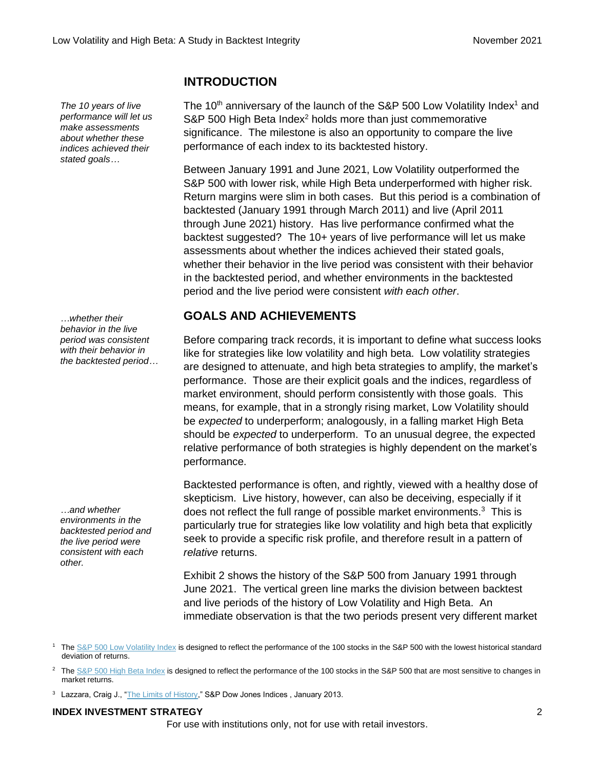## INTRODUCTION

*The 10 years of live performance will let us make assessments about whether these indices achieved their stated goals…*

The 10th anniversary of the launch of the S&P 500 Low Volatility Index[1] and S&P 500 High Beta Index[2] holds more than just commemorative significance. The milestone is also an opportunity to compare the live performance of each index to its backtested history.

Between January 1991 and June 2021, Low Volatility outperformed the S&P 500 with lower risk, while High Beta underperformed with higher risk. Return margins were slim in both cases. But this period is a combination of backtested (January 1991 through March 2011) and live (April 2011 through June 2021) history. Has live performance confirmed what the backtest suggested? The 10+ years of live performance will let us make assessments about whether the indices achieved their stated goals, whether their behavior in the live period was consistent with their behavior in the backtested period, and whether environments in the backtested period and the live period were consistent *with each other*.

*…whether their behavior in the live period was consistent with their behavior in the backtested period…*

## GOALS AND ACHIEVEMENTS

Before comparing track records, it is important to define what success looks like for strategies like low volatility and high beta. Low volatility strategies are designed to attenuate, and high beta strategies to amplify, the market's performance. Those are their explicit goals and the indices, regardless of market environment, should perform consistently with those goals. This means, for example, that in a strongly rising market, Low Volatility should be *expected* to underperform; analogously, in a falling market High Beta should be *expected* to underperform. To an unusual degree, the expected relative performance of both strategies is highly dependent on the market's performance.

*…and whether environments in the backtested period and the live period were consistent with each other.*

Backtested performance is often, and rightly, viewed with a healthy dose of skepticism. Live history, however, can also be deceiving, especially if it does not reflect the full range of possible market environments.[3] This is particularly true for strategies like low volatility and high beta that explicitly seek to provide a specific risk profile, and therefore result in a pattern of *relative* returns.

Exhibit 2 shows the history of the S&P 500 from January 1991 through June 2021. The vertical green line marks the division between backtest and live periods of the history of Low Volatility and High Beta. An immediate observation is that the two periods present very different market

---

[1] The S&P 500 Low Volatility Index is designed to reflect the performance of the 100 stocks in the S&P 500 with the lowest historical standard deviation of returns.

[2] The S&P 500 High Beta Index is designed to reflect the performance of the 100 stocks in the S&P 500 that are most sensitive to changes in market returns.

[3] Lazzara, Craig J., "The Limits of History," S&P Dow Jones Indices , January 2013.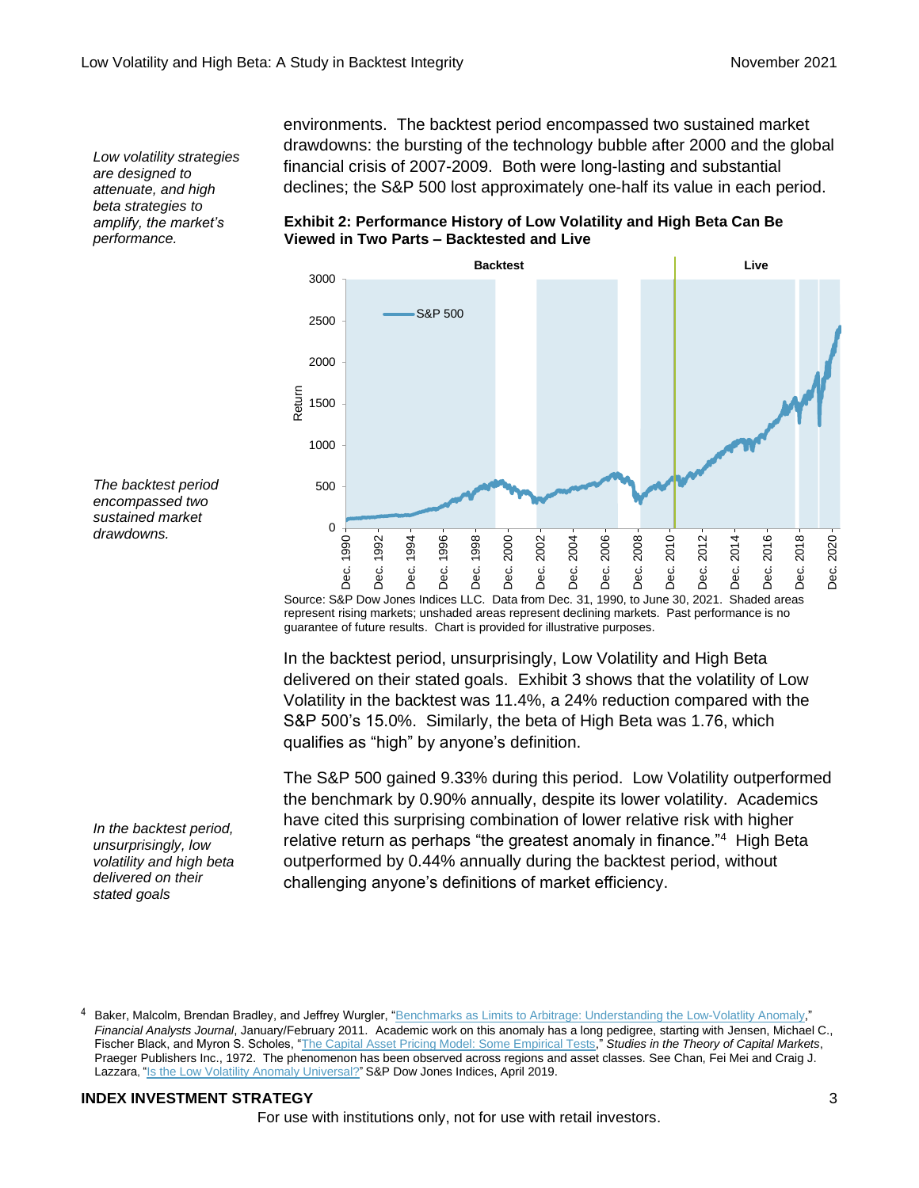*Low volatility strategies are designed to attenuate, and high beta strategies to amplify, the market's performance.*

environments. The backtest period encompassed two sustained market drawdowns: the bursting of the technology bubble after 2000 and the global financial crisis of 2007-2009. Both were long-lasting and substantial declines; the S&P 500 lost approximately one-half its value in each period.

**Exhibit 2: Performance History of Low Volatility and High Beta Can Be Viewed in Two Parts – Backtested and Live**

*The backtest period encompassed two sustained market drawdowns.*

Source: S&P Dow Jones Indices LLC. Data from Dec. 31, 1990, to June 30, 2021. Shaded areas represent rising markets; unshaded areas represent declining markets. Past performance is no guarantee of future results. Chart is provided for illustrative purposes.

*In the backtest period, unsurprisingly, low volatility and high beta delivered on their stated goals*

In the backtest period, unsurprisingly, Low Volatility and High Beta delivered on their stated goals. Exhibit 3 shows that the volatility of Low Volatility in the backtest was 11.4%, a 24% reduction compared with the S&P 500's 15.0%. Similarly, the beta of High Beta was 1.76, which qualifies as "high" by anyone's definition.

The S&P 500 gained 9.33% during this period. Low Volatility outperformed the benchmark by 0.90% annually, despite its lower volatility. Academics have cited this surprising combination of lower relative risk with higher relative return as perhaps "the greatest anomaly in finance."[4] High Beta outperformed by 0.44% annually during the backtest period, without challenging anyone's definitions of market efficiency.

[4] Baker, Malcolm, Brendan Bradley, and Jeffrey Wurgler, "Benchmarks as Limits to Arbitrage: Understanding the Low-Volatlity Anomaly," *Financial Analysts Journal*, January/February 2011. Academic work on this anomaly has a long pedigree, starting with Jensen, Michael C., Fischer Black, and Myron S. Scholes, "The Capital Asset Pricing Model: Some Empirical Tests," *Studies in the Theory of Capital Markets*, Praeger Publishers Inc., 1972. The phenomenon has been observed across regions and asset classes. See Chan, Fei Mei and Craig J. Lazzara, "Is the Low Volatility Anomaly Universal?" S&P Dow Jones Indices, April 2019.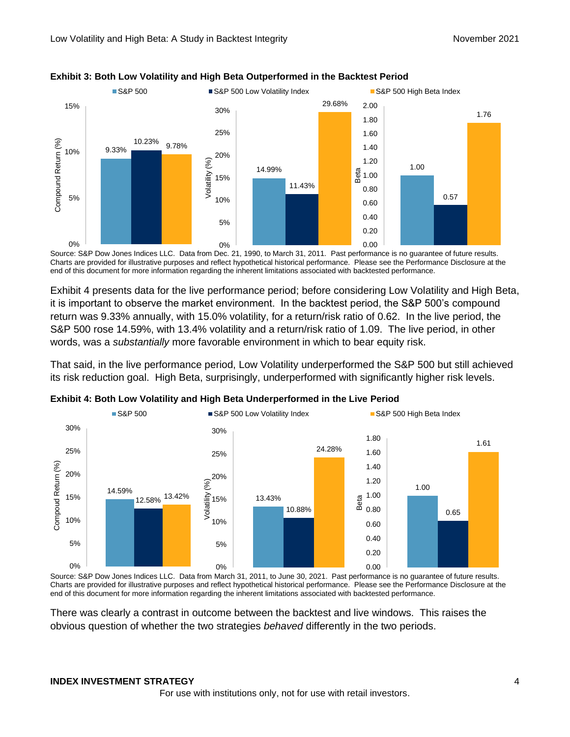**Exhibit 3: Both Low Volatility and High Beta Outperformed in the Backtest Period**

| | S&P 500 | S&P 500 Low Volatility Index | S&P 500 High Beta Index |
|---|---|---|---|
| Compound Return (%) | 9.33% | 10.23% | 9.78% |
| Volatility (%) | 14.99% | 11.43% | 29.68% |
| Beta | 1.00 | 0.57 | 1.76 |

Source: S&P Dow Jones Indices LLC. Data from Dec. 21, 1990, to March 31, 2011. Past performance is no guarantee of future results. Charts are provided for illustrative purposes and reflect hypothetical historical performance. Please see the Performance Disclosure at the end of this document for more information regarding the inherent limitations associated with backtested performance.

Exhibit 4 presents data for the live performance period; before considering Low Volatility and High Beta, it is important to observe the market environment. In the backtest period, the S&P 500's compound return was 9.33% annually, with 15.0% volatility, for a return/risk ratio of 0.62. In the live period, the S&P 500 rose 14.59%, with 13.4% volatility and a return/risk ratio of 1.09. The live period, in other words, was a *substantially* more favorable environment in which to bear equity risk.

That said, in the live performance period, Low Volatility underperformed the S&P 500 but still achieved its risk reduction goal. High Beta, surprisingly, underperformed with significantly higher risk levels.

**Exhibit 4: Both Low Volatility and High Beta Underperformed in the Live Period**

| | S&P 500 | S&P 500 Low Volatility Index | S&P 500 High Beta Index |
|---|---|---|---|
| Compound Return (%) | 14.59% | 12.58% | 13.42% |
| Volatility (%) | 13.43% | 10.88% | 24.28% |
| Beta | 1.00 | 0.65 | 1.61 |

Source: S&P Dow Jones Indices LLC. Data from March 31, 2011, to June 30, 2021. Past performance is no guarantee of future results. Charts are provided for illustrative purposes and reflect hypothetical historical performance. Please see the Performance Disclosure at the end of this document for more information regarding the inherent limitations associated with backtested performance.

There was clearly a contrast in outcome between the backtest and live windows. This raises the obvious question of whether the two strategies *behaved* differently in the two periods.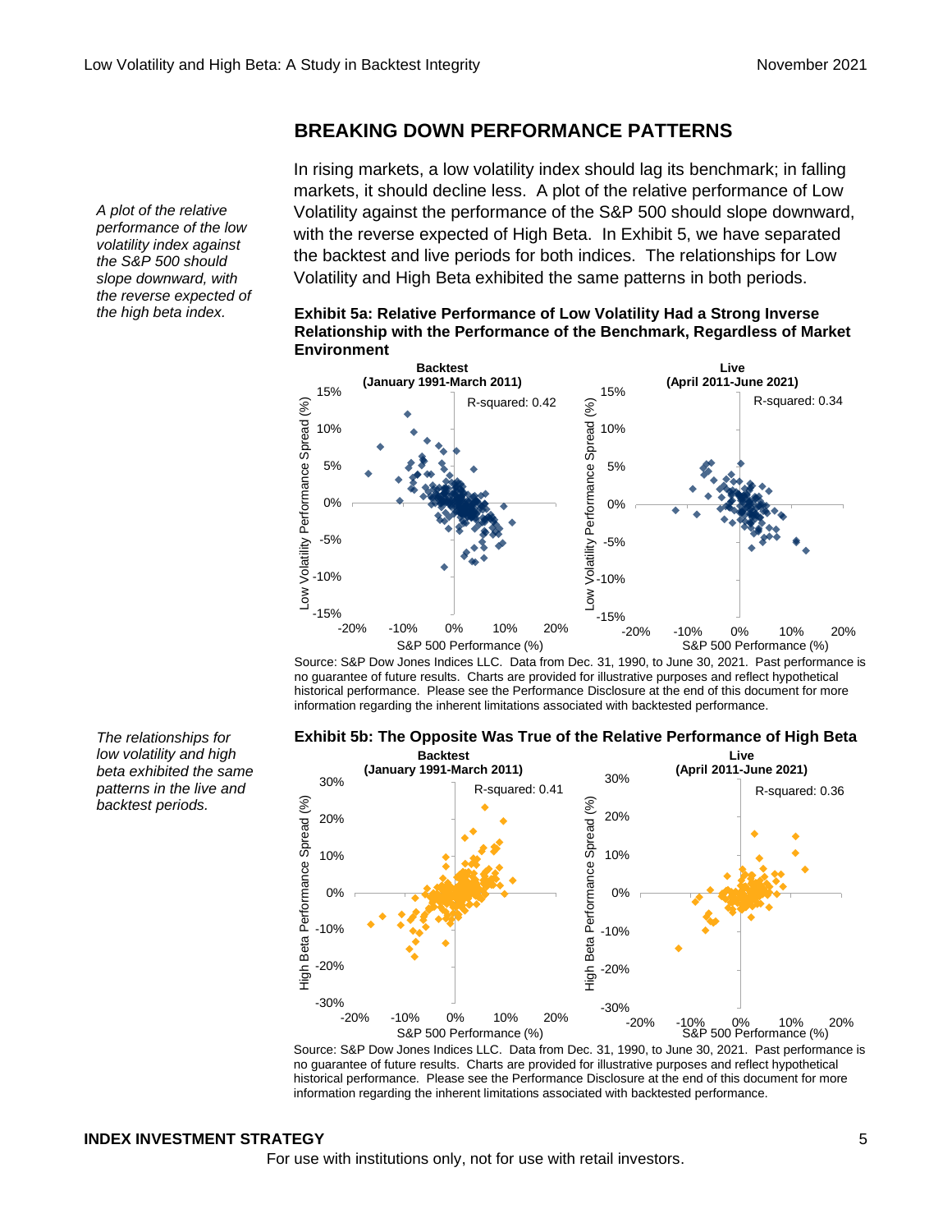## BREAKING DOWN PERFORMANCE PATTERNS

*A plot of the relative performance of the low volatility index against the S&P 500 should slope downward, with the reverse expected of the high beta index.*

In rising markets, a low volatility index should lag its benchmark; in falling markets, it should decline less. A plot of the relative performance of Low Volatility against the S&P 500 should slope downward, with the reverse expected of High Beta. In Exhibit 5, we have separated the backtest and live periods for both indices. The relationships for Low Volatility and High Beta exhibited the same patterns in both periods.

**Exhibit 5a: Relative Performance of Low Volatility Had a Strong Inverse Relationship with the Performance of the Benchmark, Regardless of Market Environment**

Backtest (January 1991-March 2011): R-squared: 0.42

Live (April 2011-June 2021): R-squared: 0.34

Source: S&P Dow Jones Indices LLC. Data from Dec. 31, 1990, to June 30, 2021. Past performance is no guarantee of future results. Charts are provided for illustrative purposes and reflect hypothetical historical performance. Please see the Performance Disclosure at the end of this document for more information regarding the inherent limitations associated with backtested performance.

*The relationships for low volatility and high beta exhibited the same patterns in the live and backtest periods.*

**Exhibit 5b: The Opposite Was True of the Relative Performance of High Beta**

Backtest (January 1991-March 2011): R-squared: 0.41

Live (April 2011-June 2021): R-squared: 0.36

Source: S&P Dow Jones Indices LLC. Data from Dec. 31, 1990, to June 30, 2021. Past performance is no guarantee of future results. Charts are provided for illustrative purposes and reflect hypothetical historical performance. Please see the Performance Disclosure at the end of this document for more information regarding the inherent limitations associated with backtested performance.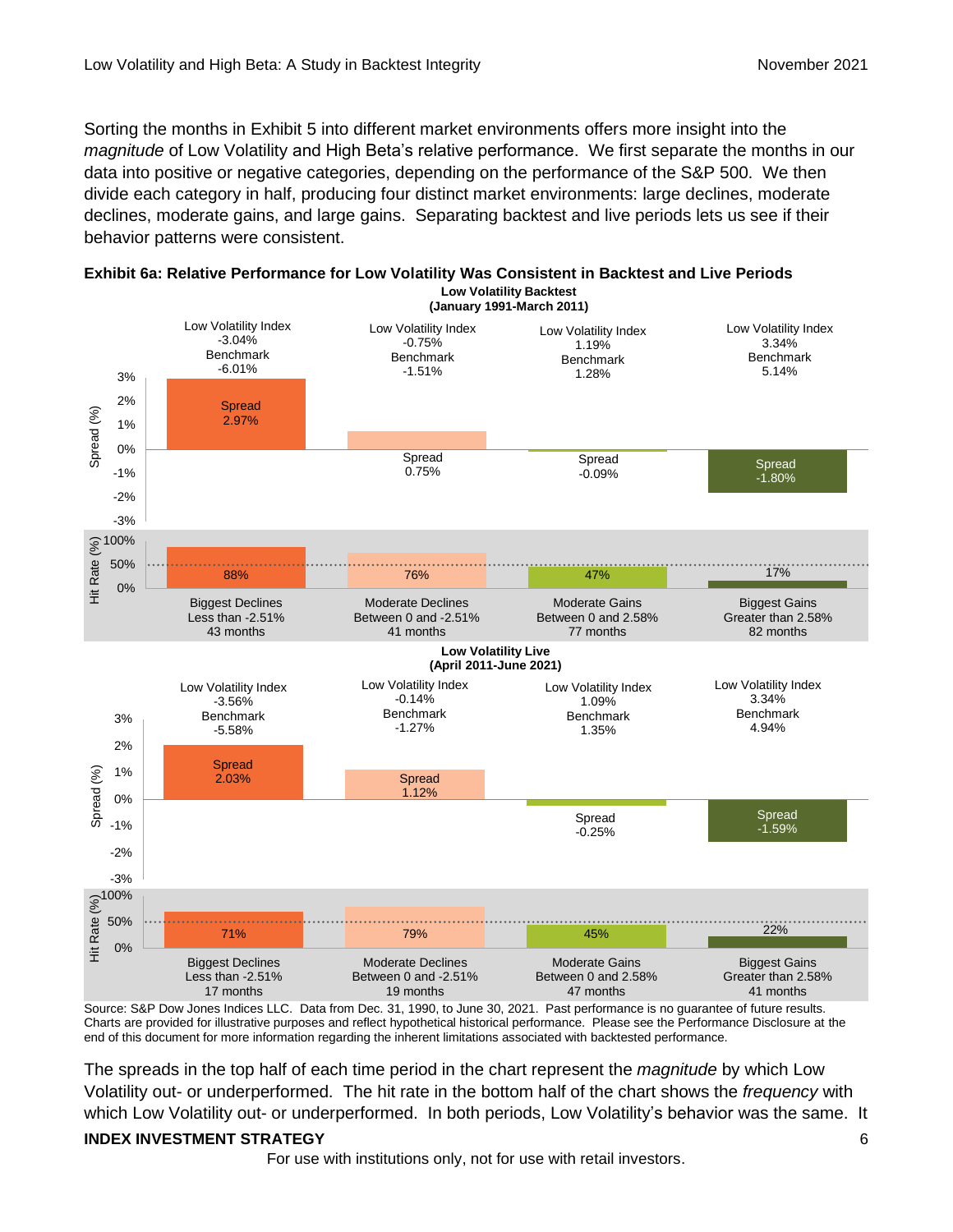Sorting the months in Exhibit 5 into different market environments offers more insight into the *magnitude* of Low Volatility and High Beta's relative performance. We first separate the months in our data into positive or negative categories, depending on the performance of the S&P 500. We then divide each category in half, producing four distinct market environments: large declines, moderate declines, moderate gains, and large gains. Separating backtest and live periods lets us see if their behavior patterns were consistent.

**Exhibit 6a: Relative Performance for Low Volatility Was Consistent in Backtest and Live Periods**

**Low Volatility Backtest (January 1991-March 2011)**

| | Biggest Declines (Less than -2.51%, 43 months) | Moderate Declines (Between 0 and -2.51%, 41 months) | Moderate Gains (Between 0 and 2.58%, 77 months) | Biggest Gains (Greater than 2.58%, 82 months) |
|---|---|---|---|---|
| Low Volatility Index | -3.04% | -0.75% | 1.19% | 3.34% |
| Benchmark | -6.01% | -1.51% | 1.28% | 5.14% |
| Spread | 2.97% | 0.75% | -0.09% | -1.80% |
| Hit Rate | 88% | 76% | 47% | 17% |

**Low Volatility Live (April 2011-June 2021)**

| | Biggest Declines (Less than -2.51%, 17 months) | Moderate Declines (Between 0 and -2.51%, 19 months) | Moderate Gains (Between 0 and 2.58%, 47 months) | Biggest Gains (Greater than 2.58%, 41 months) |
|---|---|---|---|---|
| Low Volatility Index | -3.56% | -0.14% | 1.09% | 3.34% |
| Benchmark | -5.58% | -1.27% | 1.35% | 4.94% |
| Spread | 2.03% | 1.12% | -0.25% | -1.59% |
| Hit Rate | 71% | 79% | 45% | 22% |

Source: S&P Dow Jones Indices LLC. Data from Dec. 31, 1990, to June 30, 2021. Past performance is no guarantee of future results. Charts are provided for illustrative purposes and reflect hypothetical historical performance. Please see the Performance Disclosure at the end of this document for more information regarding the inherent limitations associated with backtested performance.

The spreads in the top half of each time period in the chart represent the *magnitude* by which Low Volatility out- or underperformed. The hit rate in the bottom half of the chart shows the *frequency* with which Low Volatility out- or underperformed. In both periods, Low Volatility's behavior was the same. It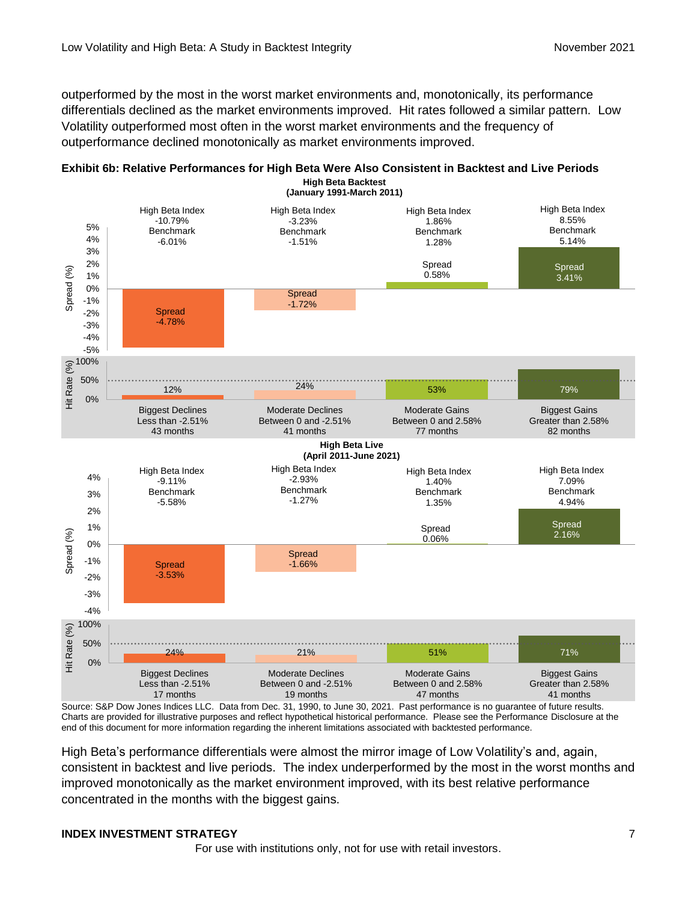outperformed by the most in the worst market environments and, monotonically, its performance differentials declined as the market environments improved. Hit rates followed a similar pattern. Low Volatility outperformed most often in the worst market environments and the frequency of outperformance declined monotonically as market environments improved.

**Exhibit 6b: Relative Performances for High Beta Were Also Consistent in Backtest and Live Periods**

**High Beta Backtest (January 1991-March 2011)**

| | Biggest Declines | Moderate Declines | Moderate Gains | Biggest Gains |
|---|---|---|---|---|
| Range | Less than -2.51% | Between 0 and -2.51% | Between 0 and 2.58% | Greater than 2.58% |
| Months | 43 months | 41 months | 77 months | 82 months |
| High Beta Index | -10.79% | -3.23% | 1.86% | 8.55% |
| Benchmark | -6.01% | -1.51% | 1.28% | 5.14% |
| Spread | -4.78% | -1.72% | 0.58% | 3.41% |
| Hit Rate | 12% | 24% | 53% | 79% |

**High Beta Live (April 2011-June 2021)**

| | Biggest Declines | Moderate Declines | Moderate Gains | Biggest Gains |
|---|---|---|---|---|
| Range | Less than -2.51% | Between 0 and -2.51% | Between 0 and 2.58% | Greater than 2.58% |
| Months | 17 months | 19 months | 47 months | 41 months |
| High Beta Index | -9.11% | -2.93% | 1.40% | 7.09% |
| Benchmark | -5.58% | -1.27% | 1.35% | 4.94% |
| Spread | -3.53% | -1.66% | 0.06% | 2.16% |
| Hit Rate | 24% | 21% | 51% | 71% |

Source: S&P Dow Jones Indices LLC. Data from Dec. 31, 1990, to June 30, 2021. Past performance is no guarantee of future results. Charts are provided for illustrative purposes and reflect hypothetical historical performance. Please see the Performance Disclosure at the end of this document for more information regarding the inherent limitations associated with backtested performance.

High Beta's performance differentials were almost the mirror image of Low Volatility's and, again, consistent in backtest and live periods. The index underperformed by the most in the worst months and improved monotonically as the market environment improved, with its best relative performance concentrated in the months with the biggest gains.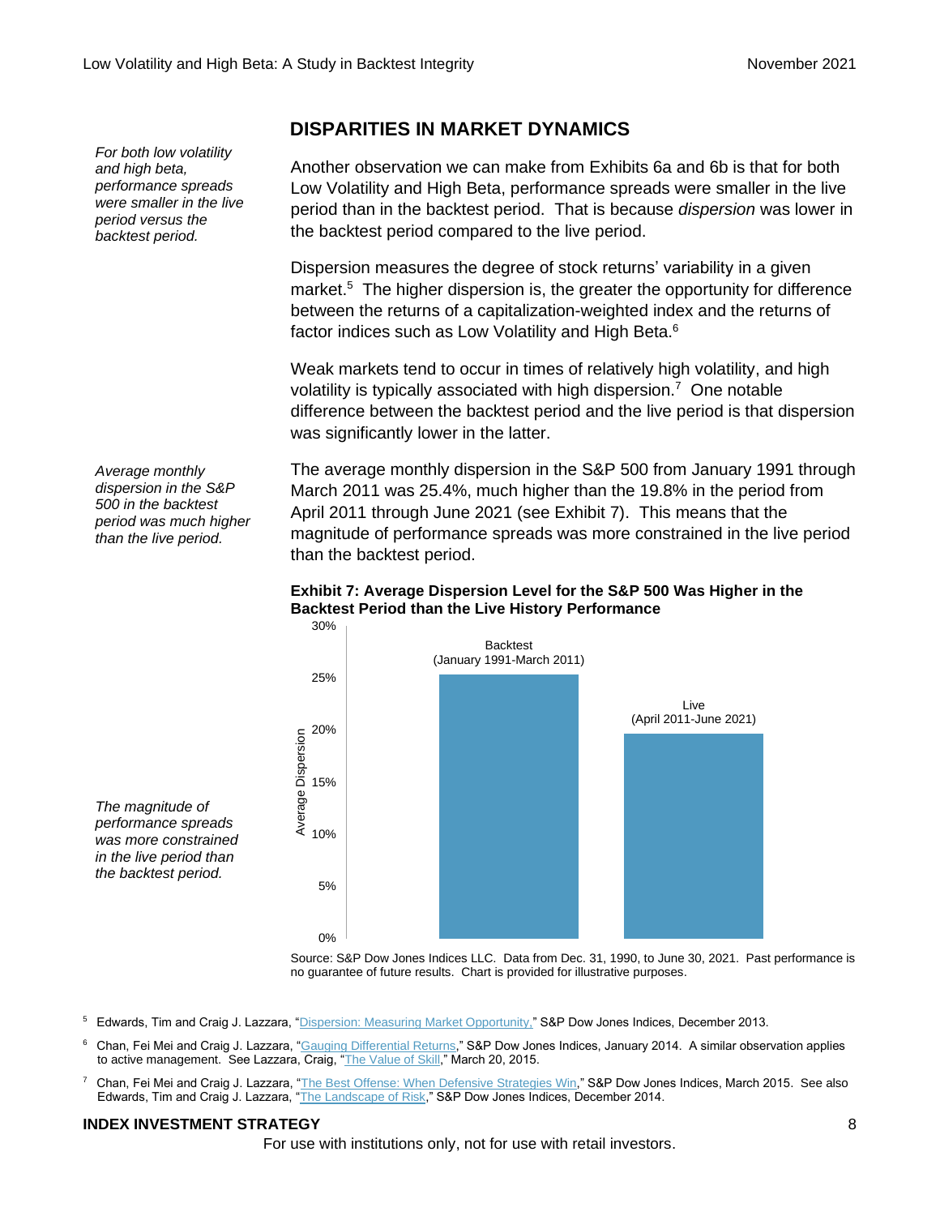## DISPARITIES IN MARKET DYNAMICS

*For both low volatility and high beta, performance spreads were smaller in the live period versus the backtest period.*

Another observation we can make from Exhibits 6a and 6b is that for both Low Volatility and High Beta, performance spreads were smaller in the live period than in the backtest period. That is because *dispersion* was lower in the backtest period compared to the live period.

Dispersion measures the degree of stock returns' variability in a given market.[5] The higher dispersion is, the greater the opportunity for difference between the returns of a capitalization-weighted index and the returns of factor indices such as Low Volatility and High Beta.[6]

Weak markets tend to occur in times of relatively high volatility, and high volatility is typically associated with high dispersion.[7] One notable difference between the backtest period and the live period is that dispersion was significantly lower in the latter.

*Average monthly dispersion in the S&P 500 in the backtest period was much higher than the live period.*

The average monthly dispersion in the S&P 500 from January 1991 through March 2011 was 25.4%, much higher than the 19.8% in the period from April 2011 through June 2021 (see Exhibit 7). This means that the magnitude of performance spreads was more constrained in the live period than the backtest period.

**Exhibit 7: Average Dispersion Level for the S&P 500 Was Higher in the Backtest Period than the Live History Performance**

| Period | Average Dispersion |
|---|---|
| Backtest (January 1991-March 2011) | 25.4% |
| Live (April 2011-June 2021) | 19.8% |

*The magnitude of performance spreads was more constrained in the live period than the backtest period.*

Source: S&P Dow Jones Indices LLC. Data from Dec. 31, 1990, to June 30, 2021. Past performance is no guarantee of future results. Chart is provided for illustrative purposes.

[5] Edwards, Tim and Craig J. Lazzara, "Dispersion: Measuring Market Opportunity," S&P Dow Jones Indices, December 2013.

[6] Chan, Fei Mei and Craig J. Lazzara, "Gauging Differential Returns," S&P Dow Jones Indices, January 2014. A similar observation applies to active management. See Lazzara, Craig, "The Value of Skill," March 20, 2015.

[7] Chan, Fei Mei and Craig J. Lazzara, "The Best Offense: When Defensive Strategies Win," S&P Dow Jones Indices, March 2015. See also Edwards, Tim and Craig J. Lazzara, "The Landscape of Risk," S&P Dow Jones Indices, December 2014.

For use with institutions only, not for use with retail investors.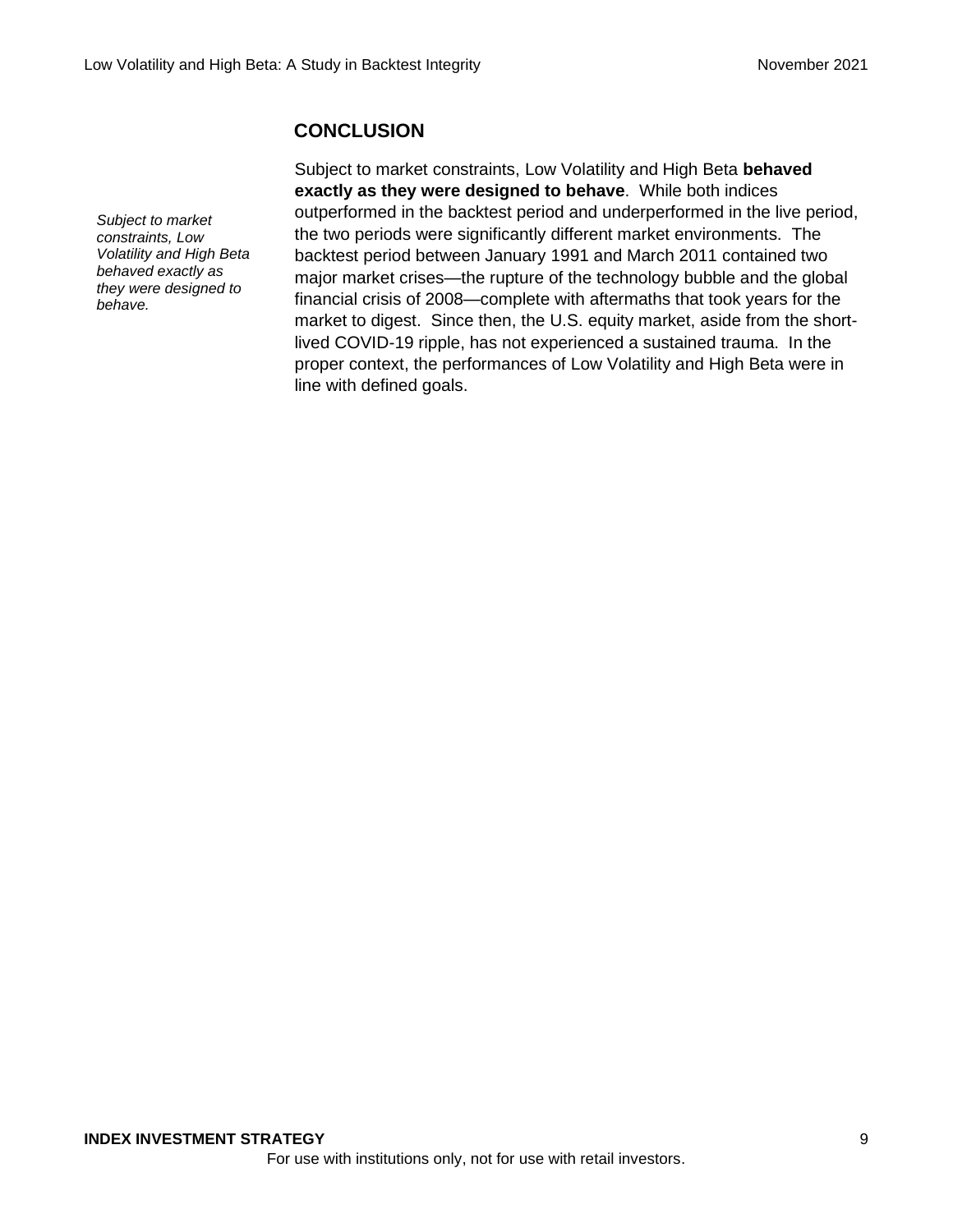## CONCLUSION

*Subject to market constraints, Low Volatility and High Beta behaved exactly as they were designed to behave.*

Subject to market constraints, Low Volatility and High Beta **behaved exactly as they were designed to behave**. While both indices outperformed in the backtest period and underperformed in the live period, the two periods were significantly different market environments. The backtest period between January 1991 and March 2011 contained two major market crises—the rupture of the technology bubble and the global financial crisis of 2008—complete with aftermaths that took years for the market to digest. Since then, the U.S. equity market, aside from the short-lived COVID-19 ripple, has not experienced a sustained trauma. In the proper context, the performances of Low Volatility and High Beta were in line with defined goals.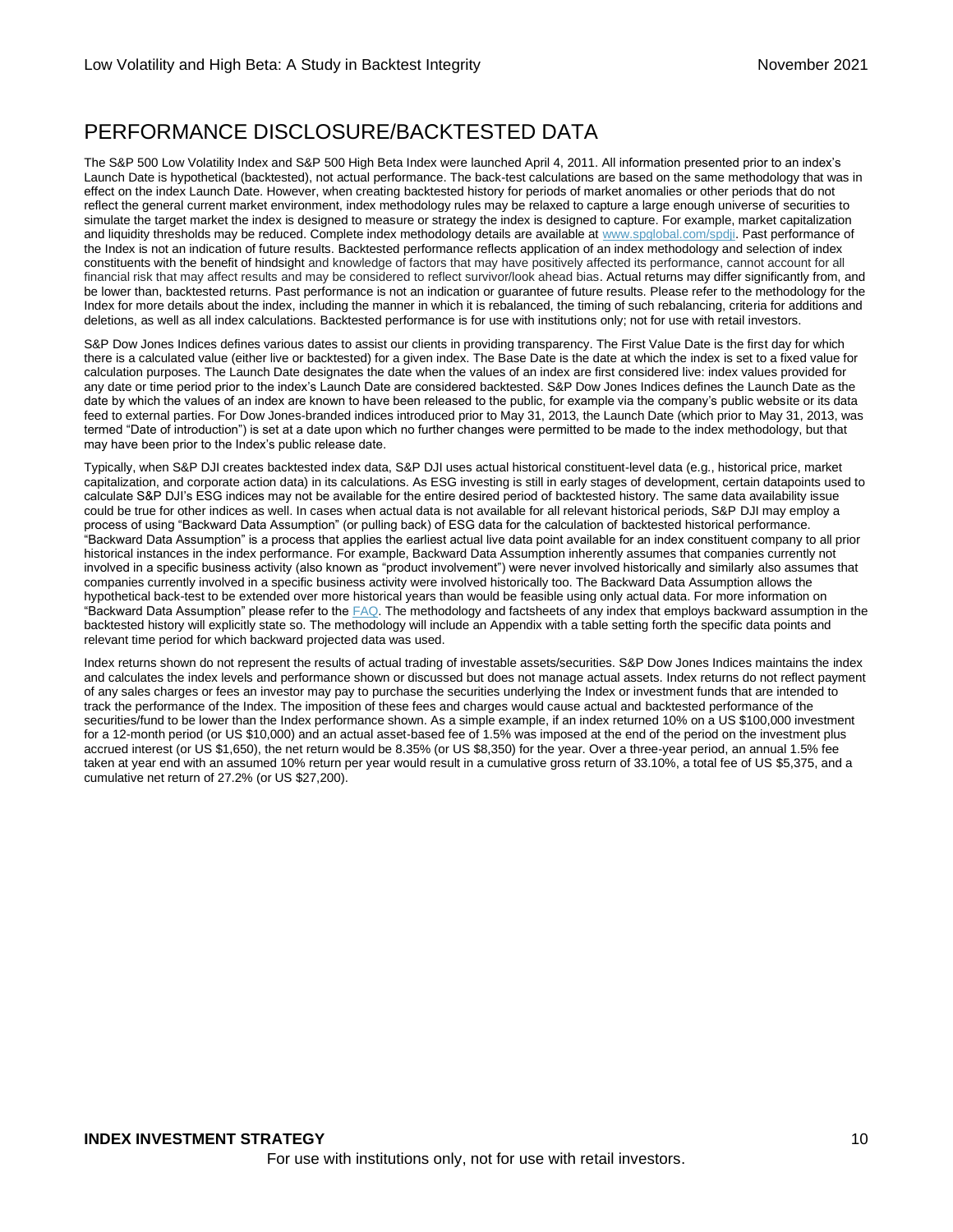## PERFORMANCE DISCLOSURE/BACKTESTED DATA

The S&P 500 Low Volatility Index and S&P 500 High Beta Index were launched April 4, 2011. All information presented prior to an index's Launch Date is hypothetical (backtested), not actual performance. The back-test calculations are based on the same methodology that was in effect on the index Launch Date. However, when creating backtested history for periods of market anomalies or other periods that do not reflect the general current market environment, index methodology rules may be relaxed to capture a large enough universe of securities to simulate the target market the index is designed to measure or strategy the index is designed to capture. For example, market capitalization and liquidity thresholds may be reduced. Complete index methodology details are available at [www.spglobal.com/spdji](www.spglobal.com/spdji). Past performance of the Index is not an indication of future results. Backtested performance reflects application of an index methodology and selection of index constituents with the benefit of hindsight and knowledge of factors that may have positively affected its performance, cannot account for all financial risk that may affect results and may be considered to reflect survivor/look ahead bias. Actual returns may differ significantly from, and be lower than, backtested returns. Past performance is not an indication or guarantee of future results. Please refer to the methodology for the Index for more details about the index, including the manner in which it is rebalanced, the timing of such rebalancing, criteria for additions and deletions, as well as all index calculations. Backtested performance is for use with institutions only; not for use with retail investors.

S&P Dow Jones Indices defines various dates to assist our clients in providing transparency. The First Value Date is the first day for which there is a calculated value (either live or backtested) for a given index. The Base Date is the date at which the index is set to a fixed value for calculation purposes. The Launch Date designates the date when the values of an index are first considered live: index values provided for any date or time period prior to the index's Launch Date are considered backtested. S&P Dow Jones Indices defines the Launch Date as the date by which the values of an index are known to have been released to the public, for example via the company's public website or its data feed to external parties. For Dow Jones-branded indices introduced prior to May 31, 2013, the Launch Date (which prior to May 31, 2013, was termed "Date of introduction") is set at a date upon which no further changes were permitted to be made to the index methodology, but that may have been prior to the Index's public release date.

Typically, when S&P DJI creates backtested index data, S&P DJI uses actual historical constituent-level data (e.g., historical price, market capitalization, and corporate action data) in its calculations. As ESG investing is still in early stages of development, certain datapoints used to calculate S&P DJI's ESG indices may not be available for the entire desired period of backtested history. The same data availability issue could be true for other indices as well. In cases when actual data is not available for all relevant historical periods, S&P DJI may employ a process of using "Backward Data Assumption" (or pulling back) of ESG data for the calculation of backtested historical performance. "Backward Data Assumption" is a process that applies the earliest actual live data point available for an index constituent company to all prior historical instances in the index performance. For example, Backward Data Assumption inherently assumes that companies currently not involved in a specific business activity (also known as "product involvement") were never involved historically and similarly also assumes that companies currently involved in a specific business activity were involved historically too. The Backward Data Assumption allows the hypothetical back-test to be extended over more historical years than would be feasible using only actual data. For more information on "Backward Data Assumption" please refer to the FAQ. The methodology and factsheets of any index that employs backward assumption in the backtested history will explicitly state so. The methodology will include an Appendix with a table setting forth the specific data points and relevant time period for which backward projected data was used.

Index returns shown do not represent the results of actual trading of investable assets/securities. S&P Dow Jones Indices maintains the index and calculates the index levels and performance shown or discussed but does not manage actual assets. Index returns do not reflect payment of any sales charges or fees an investor may pay to purchase the securities underlying the Index or investment funds that are intended to track the performance of the Index. The imposition of these fees and charges would cause actual and backtested performance of the securities/fund to be lower than the Index performance shown. As a simple example, if an index returned 10% on a US $100,000 investment for a 12-month period (or US $10,000) and an actual asset-based fee of 1.5% was imposed at the end of the period on the investment plus accrued interest (or US $1,650), the net return would be 8.35% (or US $8,350) for the year. Over a three-year period, an annual 1.5% fee taken at year end with an assumed 10% return per year would result in a cumulative gross return of 33.10%, a total fee of US $5,375, and a cumulative net return of 27.2% (or US $27,200).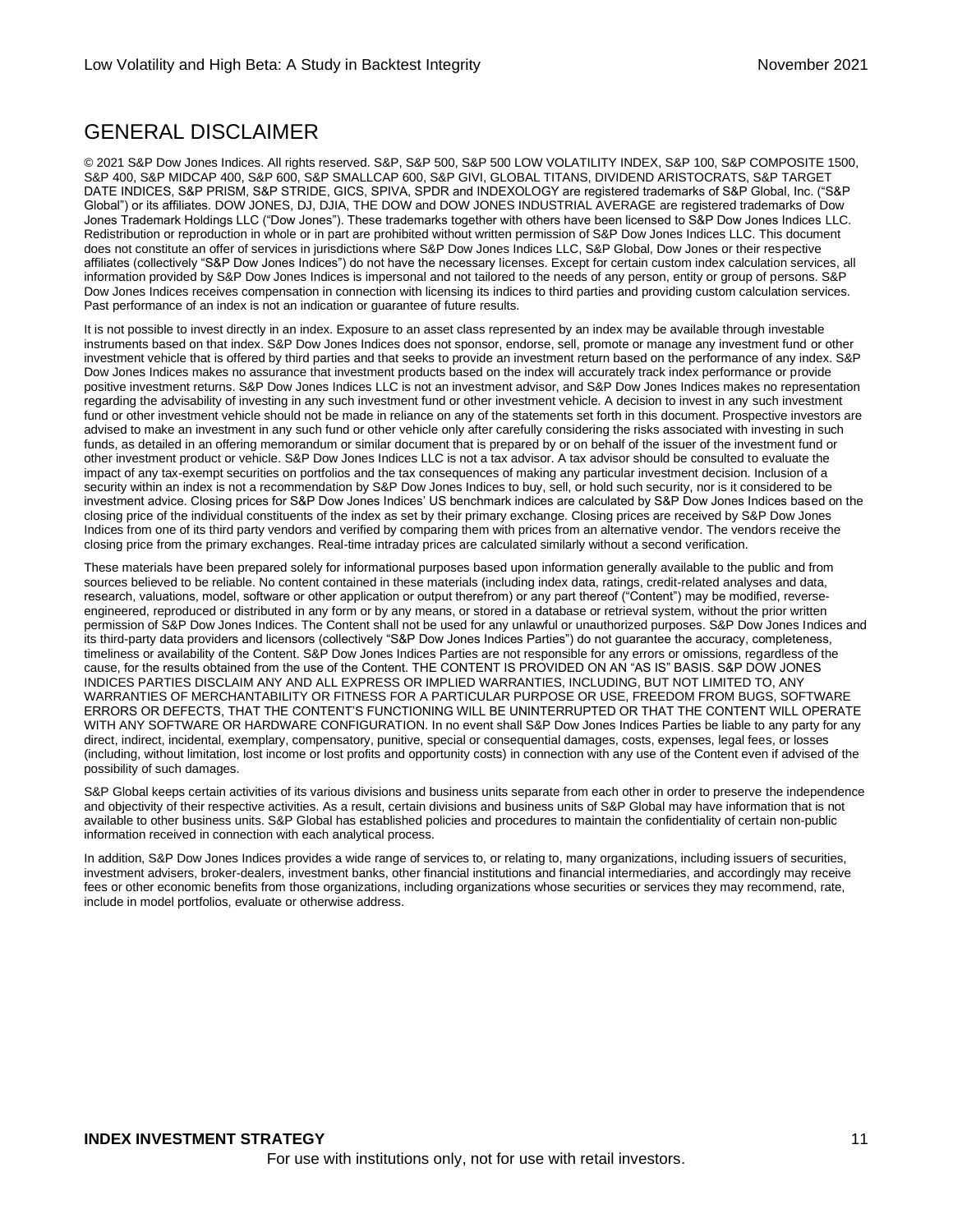# GENERAL DISCLAIMER

© 2021 S&P Dow Jones Indices. All rights reserved. S&P, S&P 500, S&P 500 LOW VOLATILITY INDEX, S&P 100, S&P COMPOSITE 1500, S&P 400, S&P MIDCAP 400, S&P 600, S&P SMALLCAP 600, S&P GIVI, GLOBAL TITANS, DIVIDEND ARISTOCRATS, S&P TARGET DATE INDICES, S&P PRISM, S&P STRIDE, GICS, SPIVA, SPDR and INDEXOLOGY are registered trademarks of S&P Global, Inc. ("S&P Global") or its affiliates. DOW JONES, DJ, DJIA, THE DOW and DOW JONES INDUSTRIAL AVERAGE are registered trademarks of Dow Jones Trademark Holdings LLC ("Dow Jones"). These trademarks together with others have been licensed to S&P Dow Jones Indices LLC. Redistribution or reproduction in whole or in part are prohibited without written permission of S&P Dow Jones Indices LLC. This document does not constitute an offer of services in jurisdictions where S&P Dow Jones Indices LLC, S&P Global, Dow Jones or their respective affiliates (collectively "S&P Dow Jones Indices") do not have the necessary licenses. Except for certain custom index calculation services, all information provided by S&P Dow Jones Indices is impersonal and not tailored to the needs of any person, entity or group of persons. S&P Dow Jones Indices receives compensation in connection with licensing its indices to third parties and providing custom calculation services. Past performance of an index is not an indication or guarantee of future results.

It is not possible to invest directly in an index. Exposure to an asset class represented by an index may be available through investable instruments based on that index. S&P Dow Jones Indices does not sponsor, endorse, sell, promote or manage any investment fund or other investment vehicle that is offered by third parties and that seeks to provide an investment return based on the performance of any index. S&P Dow Jones Indices makes no assurance that investment products based on the index will accurately track index performance or provide positive investment returns. S&P Dow Jones Indices LLC is not an investment advisor, and S&P Dow Jones Indices makes no representation regarding the advisability of investing in any such investment fund or other investment vehicle. A decision to invest in any such investment fund or other investment vehicle should not be made in reliance on any of the statements set forth in this document. Prospective investors are advised to make an investment in any such fund or other vehicle only after carefully considering the risks associated with investing in such funds, as detailed in an offering memorandum or similar document that is prepared by or on behalf of the issuer of the investment fund or other investment product or vehicle. S&P Dow Jones Indices LLC is not a tax advisor. A tax advisor should be consulted to evaluate the impact of any tax-exempt securities on portfolios and the tax consequences of making any particular investment decision. Inclusion of a security within an index is not a recommendation by S&P Dow Jones Indices to buy, sell, or hold such security, nor is it considered to be investment advice. Closing prices for S&P Dow Jones Indices' US benchmark indices are calculated by S&P Dow Jones Indices based on the closing price of the individual constituents of the index as set by their primary exchange. Closing prices are received by S&P Dow Jones Indices from one of its third party vendors and verified by comparing them with prices from an alternative vendor. The vendors receive the closing price from the primary exchanges. Real-time intraday prices are calculated similarly without a second verification.

These materials have been prepared solely for informational purposes based upon information generally available to the public and from sources believed to be reliable. No content contained in these materials (including index data, ratings, credit-related analyses and data, research, valuations, model, software or other application or output therefrom) or any part thereof ("Content") may be modified, reverse-engineered, reproduced or distributed in any form or by any means, or stored in a database or retrieval system, without the prior written permission of S&P Dow Jones Indices. The Content shall not be used for any unlawful or unauthorized purposes. S&P Dow Jones Indices and its third-party data providers and licensors (collectively "S&P Dow Jones Indices Parties") do not guarantee the accuracy, completeness, timeliness or availability of the Content. S&P Dow Jones Indices Parties are not responsible for any errors or omissions, regardless of the cause, for the results obtained from the use of the Content. THE CONTENT IS PROVIDED ON AN "AS IS" BASIS. S&P DOW JONES INDICES PARTIES DISCLAIM ANY AND ALL EXPRESS OR IMPLIED WARRANTIES, INCLUDING, BUT NOT LIMITED TO, ANY WARRANTIES OF MERCHANTABILITY OR FITNESS FOR A PARTICULAR PURPOSE OR USE, FREEDOM FROM BUGS, SOFTWARE ERRORS OR DEFECTS, THAT THE CONTENT'S FUNCTIONING WILL BE UNINTERRUPTED OR THAT THE CONTENT WILL OPERATE WITH ANY SOFTWARE OR HARDWARE CONFIGURATION. In no event shall S&P Dow Jones Indices Parties be liable to any party for any direct, indirect, incidental, exemplary, compensatory, punitive, special or consequential damages, costs, expenses, legal fees, or losses (including, without limitation, lost income or lost profits and opportunity costs) in connection with any use of the Content even if advised of the possibility of such damages.

S&P Global keeps certain activities of its various divisions and business units separate from each other in order to preserve the independence and objectivity of their respective activities. As a result, certain divisions and business units of S&P Global may have information that is not available to other business units. S&P Global has established policies and procedures to maintain the confidentiality of certain non-public information received in connection with each analytical process.

In addition, S&P Dow Jones Indices provides a wide range of services to, or relating to, many organizations, including issuers of securities, investment advisers, broker-dealers, investment banks, other financial institutions and financial intermediaries, and accordingly may receive fees or other economic benefits from those organizations, including organizations whose securities or services they may recommend, rate, include in model portfolios, evaluate or otherwise address.